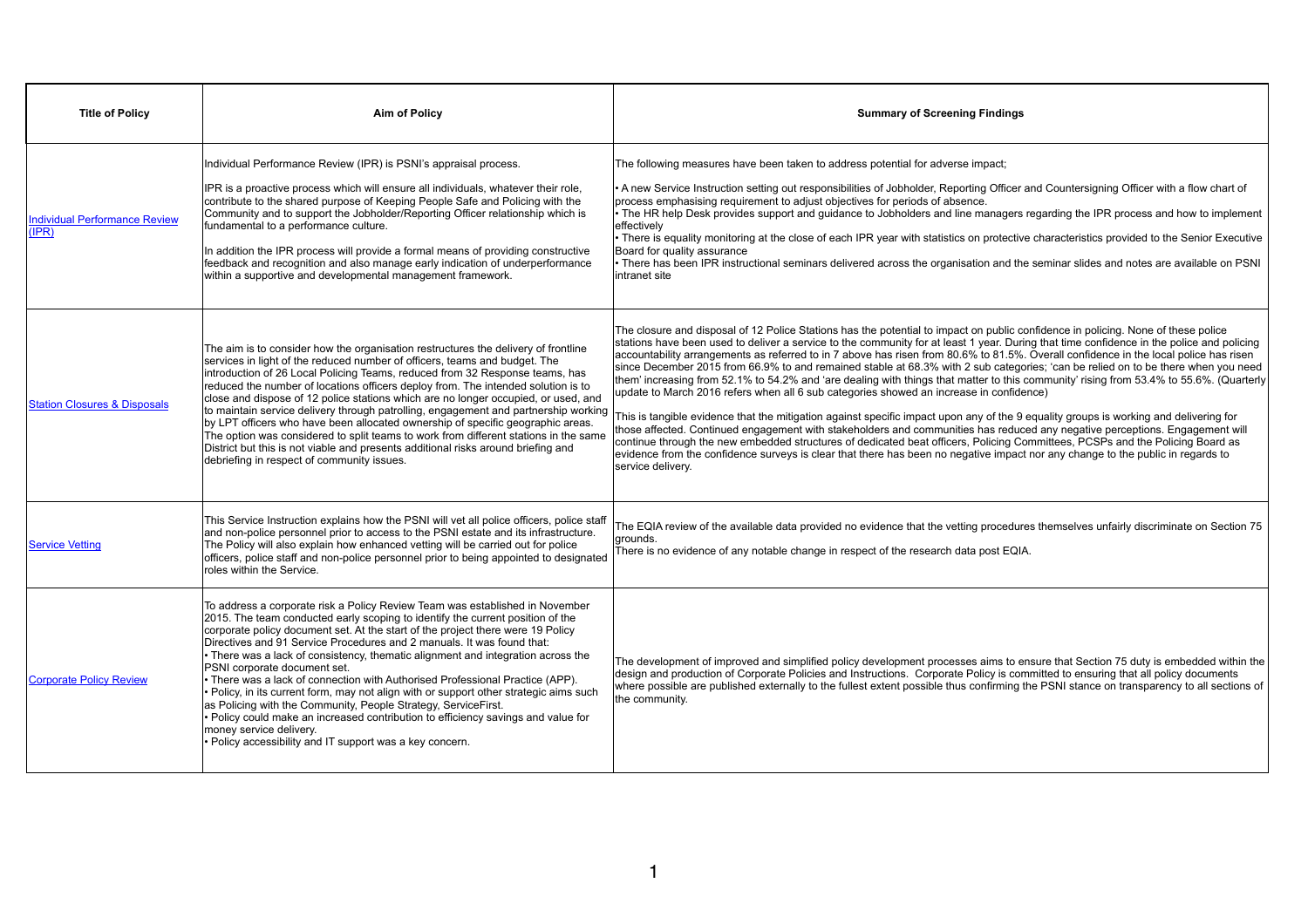| Title of Policy | Aim of Policy | Summary of Screening Findings |
|---|---|---|
| [Individual Performance Review (IPR)]() | Individual Performance Review (IPR) is PSNI's appraisal process.<br><br>IPR is a proactive process which will ensure all individuals, whatever their role, contribute to the shared purpose of Keeping People Safe and Policing with the Community and to support the Jobholder/Reporting Officer relationship which is fundamental to a performance culture.<br><br>In addition the IPR process will provide a formal means of providing constructive feedback and recognition and also manage early indication of underperformance within a supportive and developmental management framework. | The following measures have been taken to address potential for adverse impact;<br><br>• A new Service Instruction setting out responsibilities of Jobholder, Reporting Officer and Countersigning Officer with a flow chart of process emphasising requirement to adjust objectives for periods of absence.<br>• The HR help Desk provides support and guidance to Jobholders and line managers regarding the IPR process and how to implement effectively<br>• There is equality monitoring at the close of each IPR year with statistics on protective characteristics provided to the Senior Executive Board for quality assurance<br>• There has been IPR instructional seminars delivered across the organisation and the seminar slides and notes are available on PSNI intranet site |
| [Station Closures & Disposals]() | The aim is to consider how the organisation restructures the delivery of frontline services in light of the reduced number of officers, teams and budget. The introduction of 26 Local Policing Teams, reduced from 32 Response teams, has reduced the number of locations officers deploy from. The intended solution is to close and dispose of 12 police stations which are no longer occupied, or used, and to maintain service delivery through patrolling, engagement and partnership working by LPT officers who have been allocated ownership of specific geographic areas. The option was considered to split teams to work from different stations in the same District but this is not viable and presents additional risks around briefing and debriefing in respect of community issues. | The closure and disposal of 12 Police Stations has the potential to impact on public confidence in policing. None of these police stations have been used to deliver a service to the community for at least 1 year. During that time confidence in the police and policing accountability arrangements as referred to in 7 above has risen from 80.6% to 81.5%. Overall confidence in the local police has risen since December 2015 from 66.9% to and remained stable at 68.3% with 2 sub categories; 'can be relied on to be there when you need them' increasing from 52.1% to 54.2% and 'are dealing with things that matter to this community' rising from 53.4% to 55.6%. (Quarterly update to March 2016 refers when all 6 sub categories showed an increase in confidence)<br><br>This is tangible evidence that the mitigation against specific impact upon any of the 9 equality groups is working and delivering for those affected. Continued engagement with stakeholders and communities has reduced any negative perceptions. Engagement will continue through the new embedded structures of dedicated beat officers, Policing Committees, PCSPs and the Policing Board as evidence from the confidence surveys is clear that there has been no negative impact nor any change to the public in regards to service delivery. |
| [Service Vetting]() | This Service Instruction explains how the PSNI will vet all police officers, police staff and non-police personnel prior to access to the PSNI estate and its infrastructure. The Policy will also explain how enhanced vetting will be carried out for police officers, police staff and non-police personnel prior to being appointed to designated roles within the Service. | The EQIA review of the available data provided no evidence that the vetting procedures themselves unfairly discriminate on Section 75 grounds.<br>There is no evidence of any notable change in respect of the research data post EQIA. |
| [Corporate Policy Review]() | To address a corporate risk a Policy Review Team was established in November 2015. The team conducted early scoping to identify the current position of the corporate policy document set. At the start of the project there were 19 Policy Directives and 91 Service Procedures and 2 manuals. It was found that:<br>• There was a lack of consistency, thematic alignment and integration across the PSNI corporate document set.<br>• There was a lack of connection with Authorised Professional Practice (APP).<br>• Policy, in its current form, may not align with or support other strategic aims such as Policing with the Community, People Strategy, ServiceFirst.<br>• Policy could make an increased contribution to efficiency savings and value for money service delivery.<br>• Policy accessibility and IT support was a key concern. | The development of improved and simplified policy development processes aims to ensure that Section 75 duty is embedded within the design and production of Corporate Policies and Instructions. Corporate Policy is committed to ensuring that all policy documents where possible are published externally to the fullest extent possible thus confirming the PSNI stance on transparency to all sections of the community. |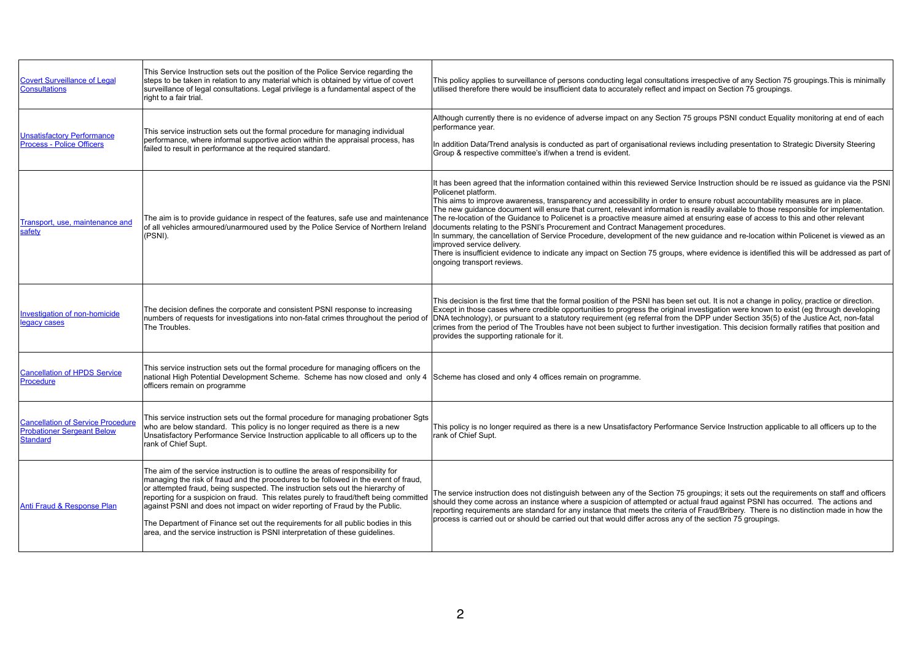| | | |
|---|---|---|
| [Covert Surveillance of Legal Consultations]() | This Service Instruction sets out the position of the Police Service regarding the steps to be taken in relation to any material which is obtained by virtue of covert surveillance of legal consultations. Legal privilege is a fundamental aspect of the right to a fair trial. | This policy applies to surveillance of persons conducting legal consultations irrespective of any Section 75 groupings.This is minimally utilised therefore there would be insufficient data to accurately reflect and impact on Section 75 groupings. |
| [Unsatisfactory Performance Process - Police Officers]() | This service instruction sets out the formal procedure for managing individual performance, where informal supportive action within the appraisal process, has failed to result in performance at the required standard. | Although currently there is no evidence of adverse impact on any Section 75 groups PSNI conduct Equality monitoring at end of each performance year.<br><br>In addition Data/Trend analysis is conducted as part of organisational reviews including presentation to Strategic Diversity Steering Group & respective committee's if/when a trend is evident. |
| [Transport, use, maintenance and safety]() | The aim is to provide guidance in respect of the features, safe use and maintenance of all vehicles armoured/unarmoured used by the Police Service of Northern Ireland (PSNI). | It has been agreed that the information contained within this reviewed Service Instruction should be re issued as guidance via the PSNI Policenet platform.<br>This aims to improve awareness, transparency and accessibility in order to ensure robust accountability measures are in place.<br>The new guidance document will ensure that current, relevant information is readily available to those responsible for implementation.<br>The re-location of the Guidance to Policenet is a proactive measure aimed at ensuring ease of access to this and other relevant documents relating to the PSNI's Procurement and Contract Management procedures.<br>In summary, the cancellation of Service Procedure, development of the new guidance and re-location within Policenet is viewed as an improved service delivery.<br>There is insufficient evidence to indicate any impact on Section 75 groups, where evidence is identified this will be addressed as part of ongoing transport reviews. |
| [Investigation of non-homicide legacy cases]() | The decision defines the corporate and consistent PSNI response to increasing numbers of requests for investigations into non-fatal crimes throughout the period of The Troubles. | This decision is the first time that the formal position of the PSNI has been set out. It is not a change in policy, practice or direction. Except in those cases where credible opportunities to progress the original investigation were known to exist (eg through developing DNA technology), or pursuant to a statutory requirement (eg referral from the DPP under Section 35(5) of the Justice Act, non-fatal crimes from the period of The Troubles have not been subject to further investigation. This decision formally ratifies that position and provides the supporting rationale for it. |
| [Cancellation of HPDS Service Procedure]() | This service instruction sets out the formal procedure for managing officers on the national High Potential Development Scheme. Scheme has now closed and only 4 officers remain on programme | Scheme has closed and only 4 offices remain on programme. |
| [Cancellation of Service Procedure Probationer Sergeant Below Standard]() | This service instruction sets out the formal procedure for managing probationer Sgts who are below standard. This policy is no longer required as there is a new Unsatisfactory Performance Service Instruction applicable to all officers up to the rank of Chief Supt. | This policy is no longer required as there is a new Unsatisfactory Performance Service Instruction applicable to all officers up to the rank of Chief Supt. |
| [Anti Fraud & Response Plan]() | The aim of the service instruction is to outline the areas of responsibility for managing the risk of fraud and the procedures to be followed in the event of fraud, or attempted fraud, being suspected. The instruction sets out the hierarchy of reporting for a suspicion on fraud. This relates purely to fraud/theft being committed against PSNI and does not impact on wider reporting of Fraud by the Public.<br><br>The Department of Finance set out the requirements for all public bodies in this area, and the service instruction is PSNI interpretation of these guidelines. | The service instruction does not distinguish between any of the Section 75 groupings; it sets out the requirements on staff and officers should they come across an instance where a suspicion of attempted or actual fraud against PSNI has occurred. The actions and reporting requirements are standard for any instance that meets the criteria of Fraud/Bribery. There is no distinction made in how the process is carried out or should be carried out that would differ across any of the section 75 groupings. |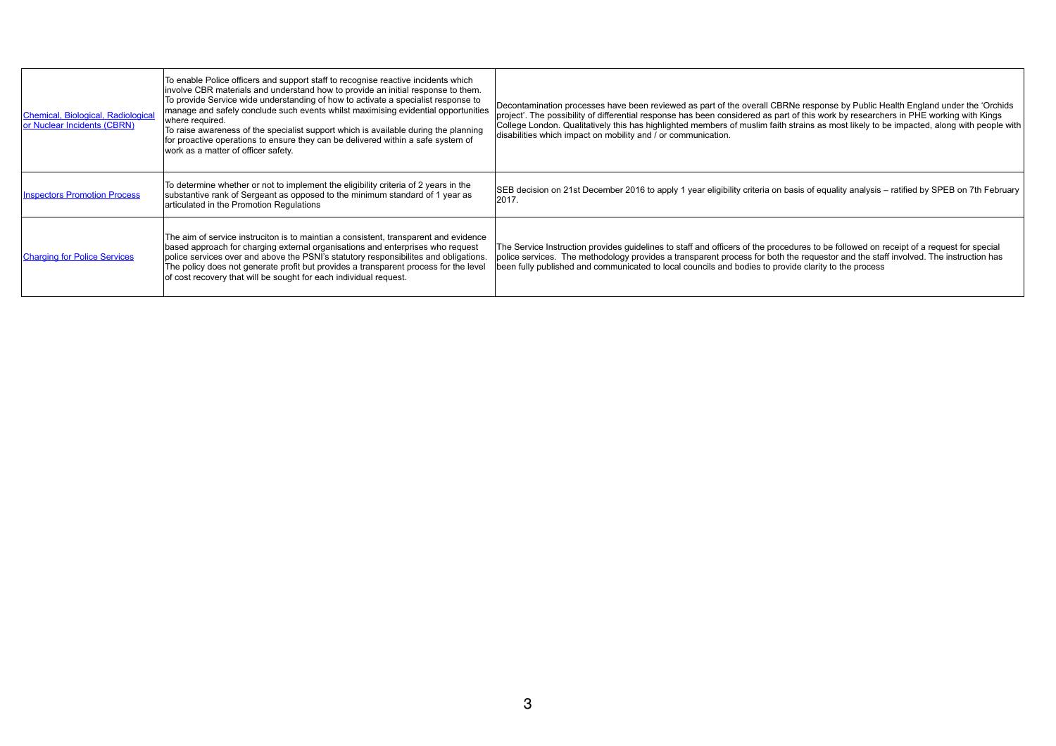| | | |
|---|---|---|
| [Chemical, Biological, Radiological or Nuclear Incidents (CBRN)] | To enable Police officers and support staff to recognise reactive incidents which involve CBR materials and understand how to provide an initial response to them.<br>To provide Service wide understanding of how to activate a specialist response to manage and safely conclude such events whilst maximising evidential opportunities where required.<br>To raise awareness of the specialist support which is available during the planning for proactive operations to ensure they can be delivered within a safe system of work as a matter of officer safety. | Decontamination processes have been reviewed as part of the overall CBRNe response by Public Health England under the 'Orchids project'. The possibility of differential response has been considered as part of this work by researchers in PHE working with Kings College London. Qualitatively this has highlighted members of muslim faith strains as most likely to be impacted, along with people with disabilities which impact on mobility and / or communication. |
| [Inspectors Promotion Process] | To determine whether or not to implement the eligibility criteria of 2 years in the substantive rank of Sergeant as opposed to the minimum standard of 1 year as articulated in the Promotion Regulations | SEB decision on 21st December 2016 to apply 1 year eligibility criteria on basis of equality analysis – ratified by SPEB on 7th February 2017. |
| [Charging for Police Services] | The aim of service instruciton is to maintian a consistent, transparent and evidence based approach for charging external organisations and enterprises who request police services over and above the PSNI's statutory responsibilites and obligations. The policy does not generate profit but provides a transparent process for the level of cost recovery that will be sought for each individual request. | The Service Instruction provides guidelines to staff and officers of the procedures to be followed on receipt of a request for special police services. The methodology provides a transparent process for both the requestor and the staff involved. The instruction has been fully published and communicated to local councils and bodies to provide clarity to the process |